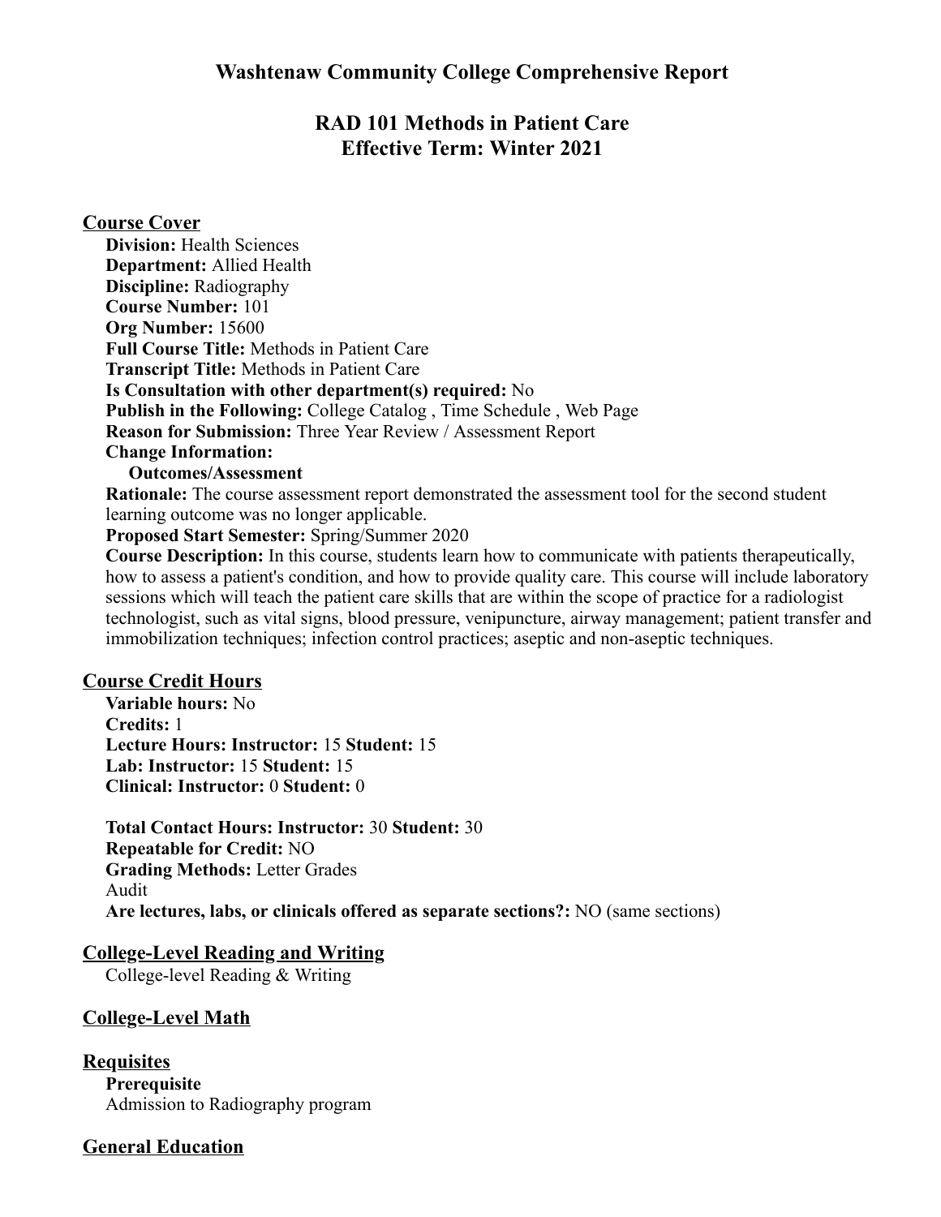# Washtenaw Community College Comprehensive Report

## RAD 101 Methods in Patient Care
## Effective Term: Winter 2021

### Course Cover

**Division:** Health Sciences
**Department:** Allied Health
**Discipline:** Radiography
**Course Number:** 101
**Org Number:** 15600
**Full Course Title:** Methods in Patient Care
**Transcript Title:** Methods in Patient Care
**Is Consultation with other department(s) required:** No
**Publish in the Following:** College Catalog , Time Schedule , Web Page
**Reason for Submission:** Three Year Review / Assessment Report
**Change Information:**
**Outcomes/Assessment**
**Rationale:** The course assessment report demonstrated the assessment tool for the second student learning outcome was no longer applicable.
**Proposed Start Semester:** Spring/Summer 2020
**Course Description:** In this course, students learn how to communicate with patients therapeutically, how to assess a patient's condition, and how to provide quality care. This course will include laboratory sessions which will teach the patient care skills that are within the scope of practice for a radiologist technologist, such as vital signs, blood pressure, venipuncture, airway management; patient transfer and immobilization techniques; infection control practices; aseptic and non-aseptic techniques.

### Course Credit Hours

**Variable hours:** No
**Credits:** 1
**Lecture Hours: Instructor:** 15 **Student:** 15
**Lab: Instructor:** 15 **Student:** 15
**Clinical: Instructor:** 0 **Student:** 0

**Total Contact Hours: Instructor:** 30 **Student:** 30
**Repeatable for Credit:** NO
**Grading Methods:** Letter Grades
Audit
**Are lectures, labs, or clinicals offered as separate sections?:** NO (same sections)

### College-Level Reading and Writing

College-level Reading & Writing

### College-Level Math

### Requisites

**Prerequisite**
Admission to Radiography program

### General Education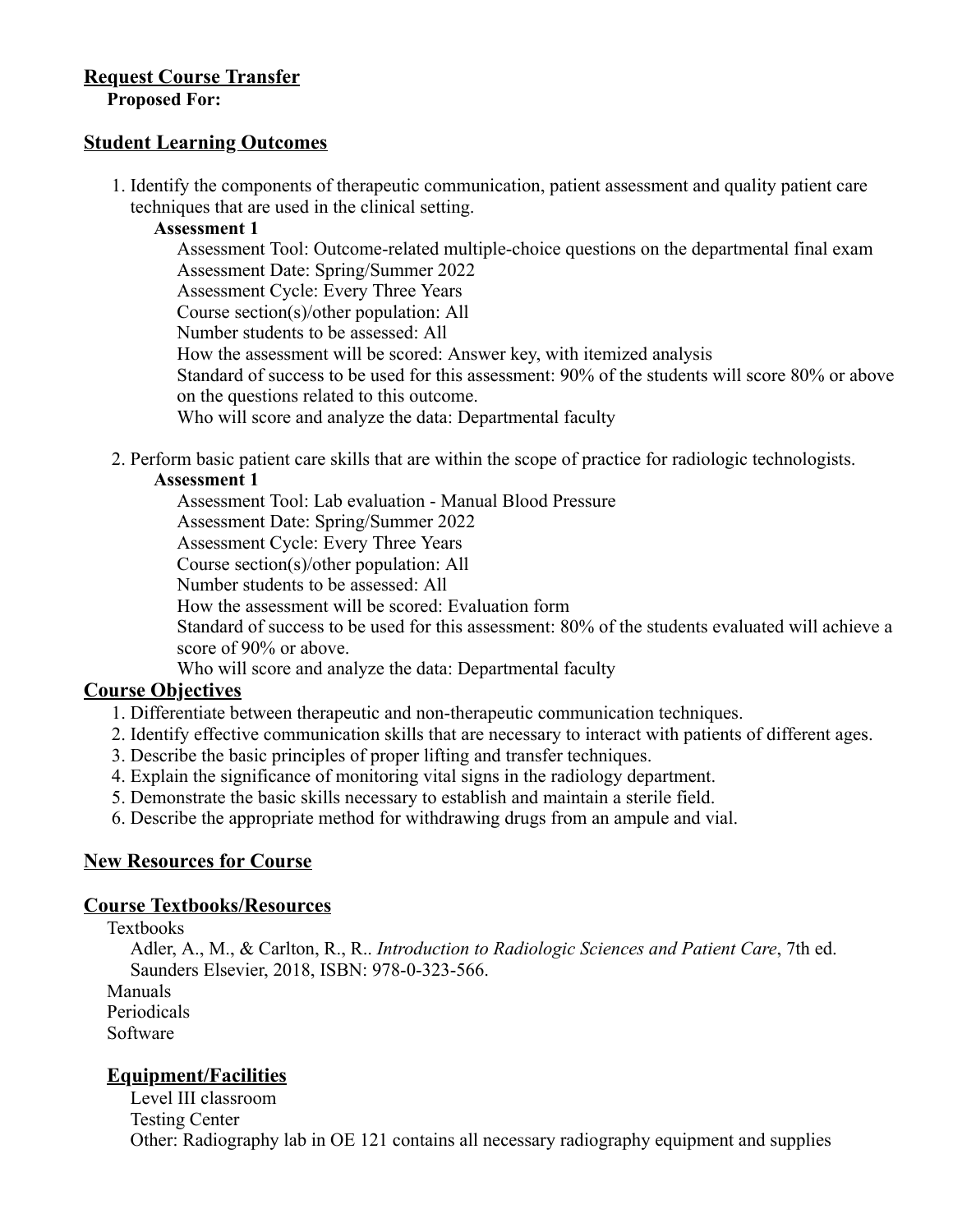## Request Course Transfer

**Proposed For:**

## Student Learning Outcomes

1. Identify the components of therapeutic communication, patient assessment and quality patient care techniques that are used in the clinical setting.

   **Assessment 1**

   Assessment Tool: Outcome-related multiple-choice questions on the departmental final exam
   Assessment Date: Spring/Summer 2022
   Assessment Cycle: Every Three Years
   Course section(s)/other population: All
   Number students to be assessed: All
   How the assessment will be scored: Answer key, with itemized analysis
   Standard of success to be used for this assessment: 90% of the students will score 80% or above on the questions related to this outcome.
   Who will score and analyze the data: Departmental faculty

2. Perform basic patient care skills that are within the scope of practice for radiologic technologists.

   **Assessment 1**

   Assessment Tool: Lab evaluation - Manual Blood Pressure
   Assessment Date: Spring/Summer 2022
   Assessment Cycle: Every Three Years
   Course section(s)/other population: All
   Number students to be assessed: All
   How the assessment will be scored: Evaluation form
   Standard of success to be used for this assessment: 80% of the students evaluated will achieve a score of 90% or above.
   Who will score and analyze the data: Departmental faculty

## Course Objectives

1. Differentiate between therapeutic and non-therapeutic communication techniques.
2. Identify effective communication skills that are necessary to interact with patients of different ages.
3. Describe the basic principles of proper lifting and transfer techniques.
4. Explain the significance of monitoring vital signs in the radiology department.
5. Demonstrate the basic skills necessary to establish and maintain a sterile field.
6. Describe the appropriate method for withdrawing drugs from an ampule and vial.

## New Resources for Course

## Course Textbooks/Resources

Textbooks

Adler, A., M., & Carlton, R., R.. *Introduction to Radiologic Sciences and Patient Care*, 7th ed. Saunders Elsevier, 2018, ISBN: 978-0-323-566.

Manuals

Periodicals

Software

## Equipment/Facilities

Level III classroom
Testing Center
Other: Radiography lab in OE 121 contains all necessary radiography equipment and supplies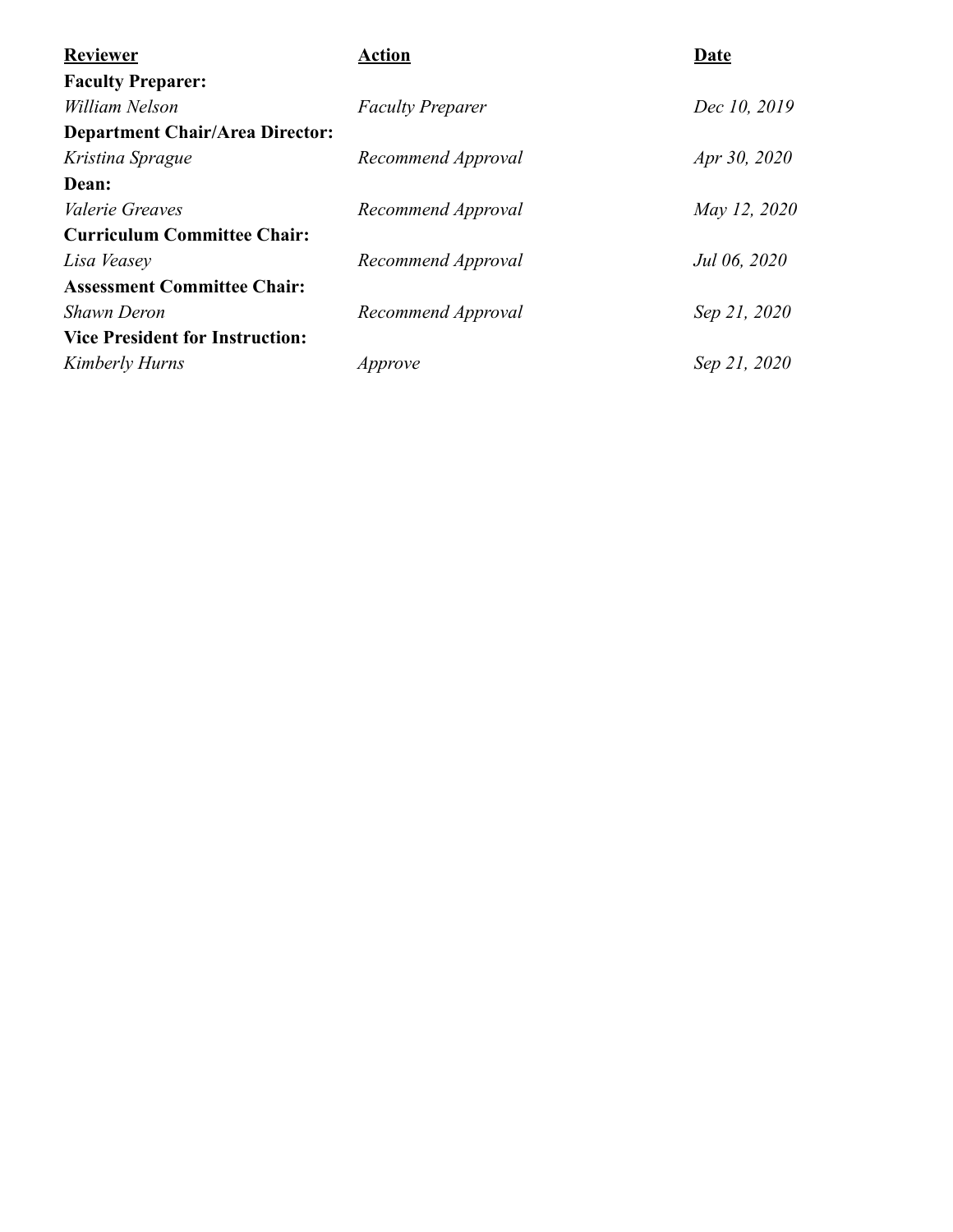| Reviewer | Action | Date |
|---|---|---|
| **Faculty Preparer:** | | |
| *William Nelson* | *Faculty Preparer* | *Dec 10, 2019* |
| **Department Chair/Area Director:** | | |
| *Kristina Sprague* | *Recommend Approval* | *Apr 30, 2020* |
| **Dean:** | | |
| *Valerie Greaves* | *Recommend Approval* | *May 12, 2020* |
| **Curriculum Committee Chair:** | | |
| *Lisa Veasey* | *Recommend Approval* | *Jul 06, 2020* |
| **Assessment Committee Chair:** | | |
| *Shawn Deron* | *Recommend Approval* | *Sep 21, 2020* |
| **Vice President for Instruction:** | | |
| *Kimberly Hurns* | *Approve* | *Sep 21, 2020* |